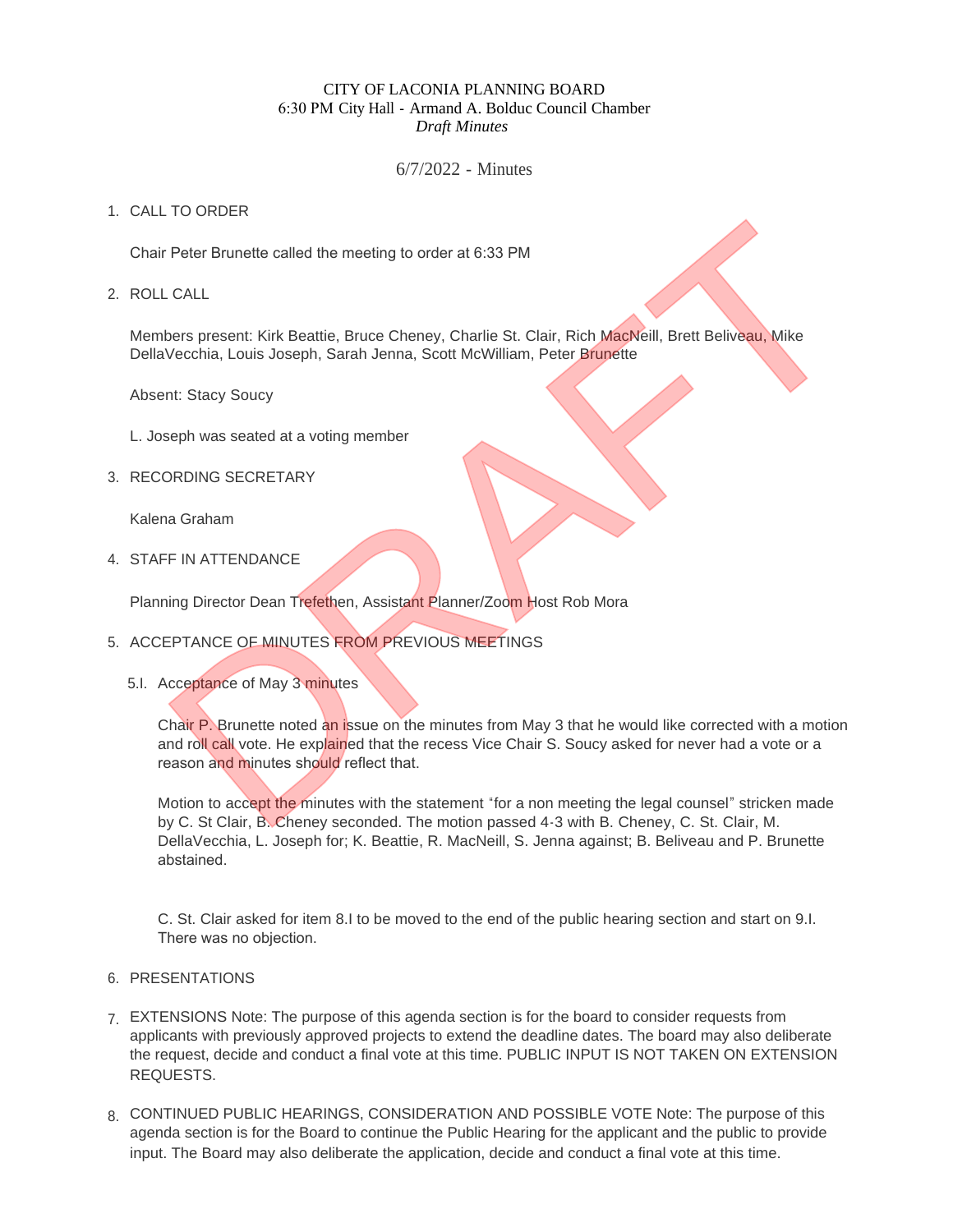CITY OF LACONIA PLANNING BOARD
6:30 PM City Hall - Armand A. Bolduc Council Chamber
*Draft Minutes*

6/7/2022 - Minutes

1. CALL TO ORDER

   Chair Peter Brunette called the meeting to order at 6:33 PM

2. ROLL CALL

   Members present: Kirk Beattie, Bruce Cheney, Charlie St. Clair, Rich MacNeill, Brett Beliveau, Mike DellaVecchia, Louis Joseph, Sarah Jenna, Scott McWilliam, Peter Brunette

   Absent: Stacy Soucy

   L. Joseph was seated at a voting member

3. RECORDING SECRETARY

   Kalena Graham

4. STAFF IN ATTENDANCE

   Planning Director Dean Trefethen, Assistant Planner/Zoom Host Rob Mora

5. ACCEPTANCE OF MINUTES FROM PREVIOUS MEETINGS

   5.I. Acceptance of May 3 minutes

   Chair P. Brunette noted an issue on the minutes from May 3 that he would like corrected with a motion and roll call vote. He explained that the recess Vice Chair S. Soucy asked for never had a vote or a reason and minutes should reflect that.

   Motion to accept the minutes with the statement "for a non meeting the legal counsel" stricken made by C. St Clair, B. Cheney seconded. The motion passed 4-3 with B. Cheney, C. St. Clair, M. DellaVecchia, L. Joseph for; K. Beattie, R. MacNeill, S. Jenna against; B. Beliveau and P. Brunette abstained.

   C. St. Clair asked for item 8.I to be moved to the end of the public hearing section and start on 9.I. There was no objection.

6. PRESENTATIONS

7. EXTENSIONS Note: The purpose of this agenda section is for the board to consider requests from applicants with previously approved projects to extend the deadline dates. The board may also deliberate the request, decide and conduct a final vote at this time. PUBLIC INPUT IS NOT TAKEN ON EXTENSION REQUESTS.

8. CONTINUED PUBLIC HEARINGS, CONSIDERATION AND POSSIBLE VOTE Note: The purpose of this agenda section is for the Board to continue the Public Hearing for the applicant and the public to provide input. The Board may also deliberate the application, decide and conduct a final vote at this time.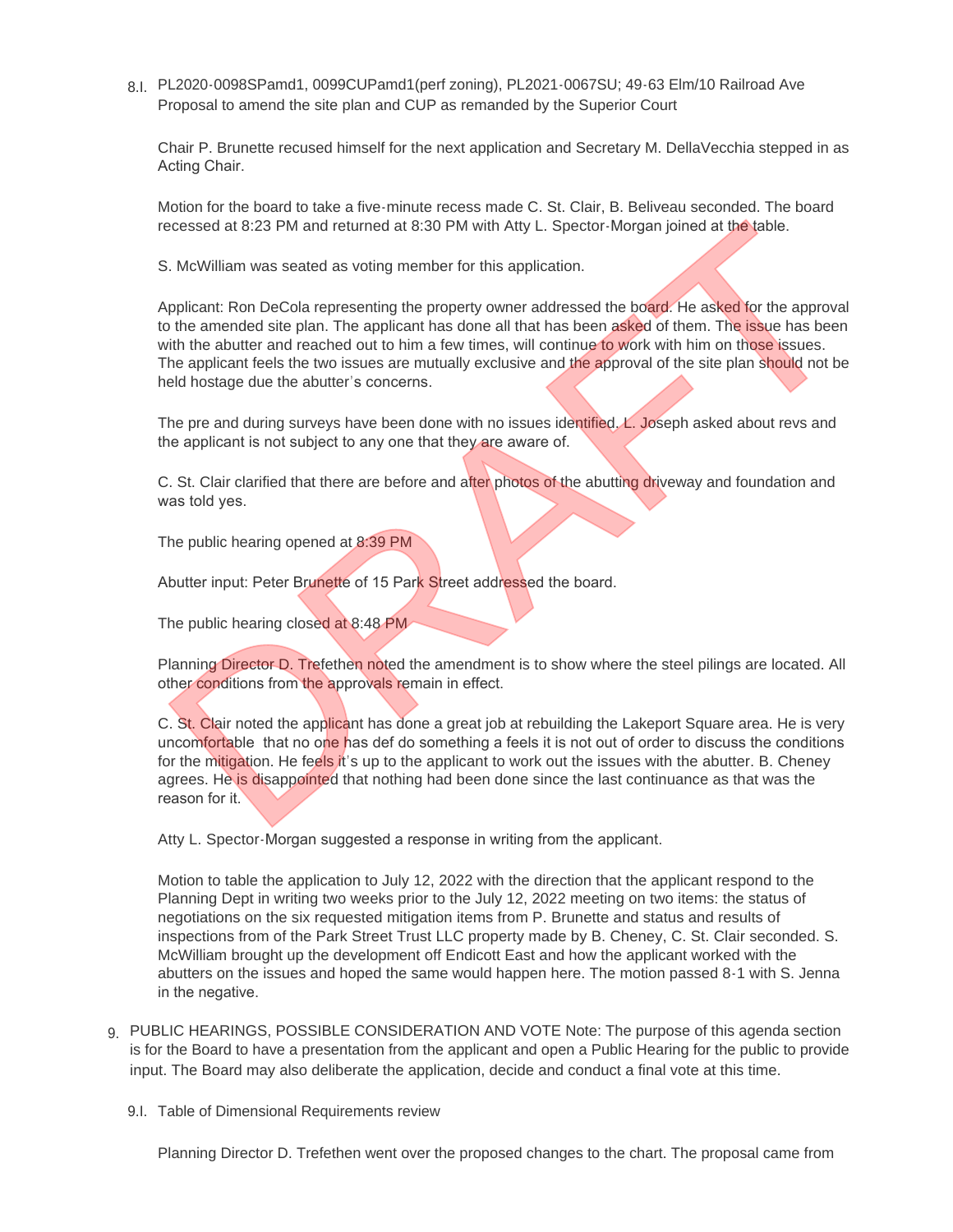8.I. PL2020-0098SPamd1, 0099CUPamd1(perf zoning), PL2021-0067SU; 49-63 Elm/10 Railroad Ave
Proposal to amend the site plan and CUP as remanded by the Superior Court

Chair P. Brunette recused himself for the next application and Secretary M. DellaVecchia stepped in as Acting Chair.

Motion for the board to take a five-minute recess made C. St. Clair, B. Beliveau seconded. The board recessed at 8:23 PM and returned at 8:30 PM with Atty L. Spector-Morgan joined at the table.

S. McWilliam was seated as voting member for this application.

Applicant: Ron DeCola representing the property owner addressed the board. He asked for the approval to the amended site plan. The applicant has done all that has been asked of them. The issue has been with the abutter and reached out to him a few times, will continue to work with him on those issues. The applicant feels the two issues are mutually exclusive and the approval of the site plan should not be held hostage due the abutter's concerns.

The pre and during surveys have been done with no issues identified. L. Joseph asked about revs and the applicant is not subject to any one that they are aware of.

C. St. Clair clarified that there are before and after photos of the abutting driveway and foundation and was told yes.

The public hearing opened at 8:39 PM

Abutter input: Peter Brunette of 15 Park Street addressed the board.

The public hearing closed at 8:48 PM

Planning Director D. Trefethen noted the amendment is to show where the steel pilings are located. All other conditions from the approvals remain in effect.

C. St. Clair noted the applicant has done a great job at rebuilding the Lakeport Square area. He is very uncomfortable that no one has def do something a feels it is not out of order to discuss the conditions for the mitigation. He feels it's up to the applicant to work out the issues with the abutter. B. Cheney agrees. He is disappointed that nothing had been done since the last continuance as that was the reason for it.

Atty L. Spector-Morgan suggested a response in writing from the applicant.

Motion to table the application to July 12, 2022 with the direction that the applicant respond to the Planning Dept in writing two weeks prior to the July 12, 2022 meeting on two items: the status of negotiations on the six requested mitigation items from P. Brunette and status and results of inspections from of the Park Street Trust LLC property made by B. Cheney, C. St. Clair seconded. S. McWilliam brought up the development off Endicott East and how the applicant worked with the abutters on the issues and hoped the same would happen here. The motion passed 8-1 with S. Jenna in the negative.

9. PUBLIC HEARINGS, POSSIBLE CONSIDERATION AND VOTE Note: The purpose of this agenda section is for the Board to have a presentation from the applicant and open a Public Hearing for the public to provide input. The Board may also deliberate the application, decide and conduct a final vote at this time.

9.I. Table of Dimensional Requirements review

Planning Director D. Trefethen went over the proposed changes to the chart. The proposal came from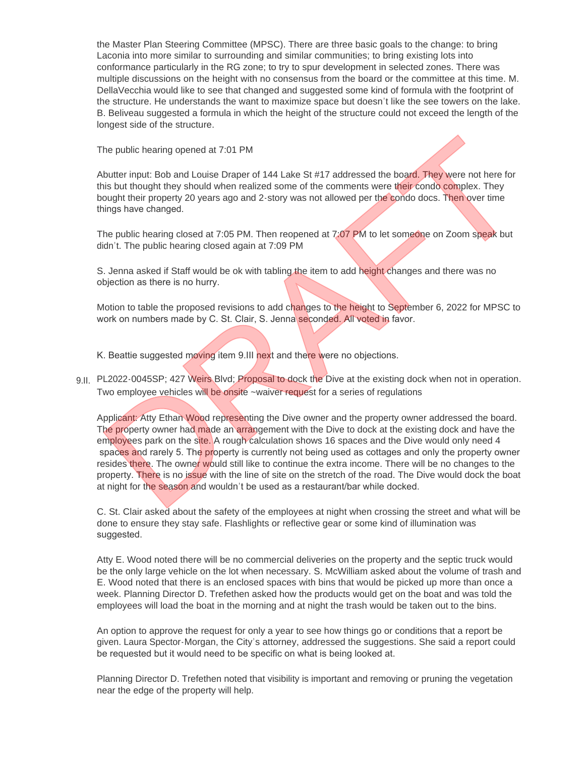the Master Plan Steering Committee (MPSC). There are three basic goals to the change: to bring Laconia into more similar to surrounding and similar communities; to bring existing lots into conformance particularly in the RG zone; to try to spur development in selected zones. There was multiple discussions on the height with no consensus from the board or the committee at this time. M. DellaVecchia would like to see that changed and suggested some kind of formula with the footprint of the structure. He understands the want to maximize space but doesn't like the see towers on the lake. B. Beliveau suggested a formula in which the height of the structure could not exceed the length of the longest side of the structure.

The public hearing opened at 7:01 PM

Abutter input: Bob and Louise Draper of 144 Lake St #17 addressed the board. They were not here for this but thought they should when realized some of the comments were their condo complex. They bought their property 20 years ago and 2-story was not allowed per the condo docs. Then over time things have changed.

The public hearing closed at 7:05 PM. Then reopened at 7:07 PM to let someone on Zoom speak but didn't. The public hearing closed again at 7:09 PM

S. Jenna asked if Staff would be ok with tabling the item to add height changes and there was no objection as there is no hurry.

Motion to table the proposed revisions to add changes to the height to September 6, 2022 for MPSC to work on numbers made by C. St. Clair, S. Jenna seconded. All voted in favor.

K. Beattie suggested moving item 9.III next and there were no objections.

9.II. PL2022-0045SP; 427 Weirs Blvd; Proposal to dock the Dive at the existing dock when not in operation. Two employee vehicles will be onsite ~waiver request for a series of regulations

Applicant: Atty Ethan Wood representing the Dive owner and the property owner addressed the board. The property owner had made an arrangement with the Dive to dock at the existing dock and have the employees park on the site. A rough calculation shows 16 spaces and the Dive would only need 4 spaces and rarely 5. The property is currently not being used as cottages and only the property owner resides there. The owner would still like to continue the extra income. There will be no changes to the property. There is no issue with the line of site on the stretch of the road. The Dive would dock the boat at night for the season and wouldn't be used as a restaurant/bar while docked.

C. St. Clair asked about the safety of the employees at night when crossing the street and what will be done to ensure they stay safe. Flashlights or reflective gear or some kind of illumination was suggested.

Atty E. Wood noted there will be no commercial deliveries on the property and the septic truck would be the only large vehicle on the lot when necessary. S. McWilliam asked about the volume of trash and E. Wood noted that there is an enclosed spaces with bins that would be picked up more than once a week. Planning Director D. Trefethen asked how the products would get on the boat and was told the employees will load the boat in the morning and at night the trash would be taken out to the bins.

An option to approve the request for only a year to see how things go or conditions that a report be given. Laura Spector-Morgan, the City's attorney, addressed the suggestions. She said a report could be requested but it would need to be specific on what is being looked at.

Planning Director D. Trefethen noted that visibility is important and removing or pruning the vegetation near the edge of the property will help.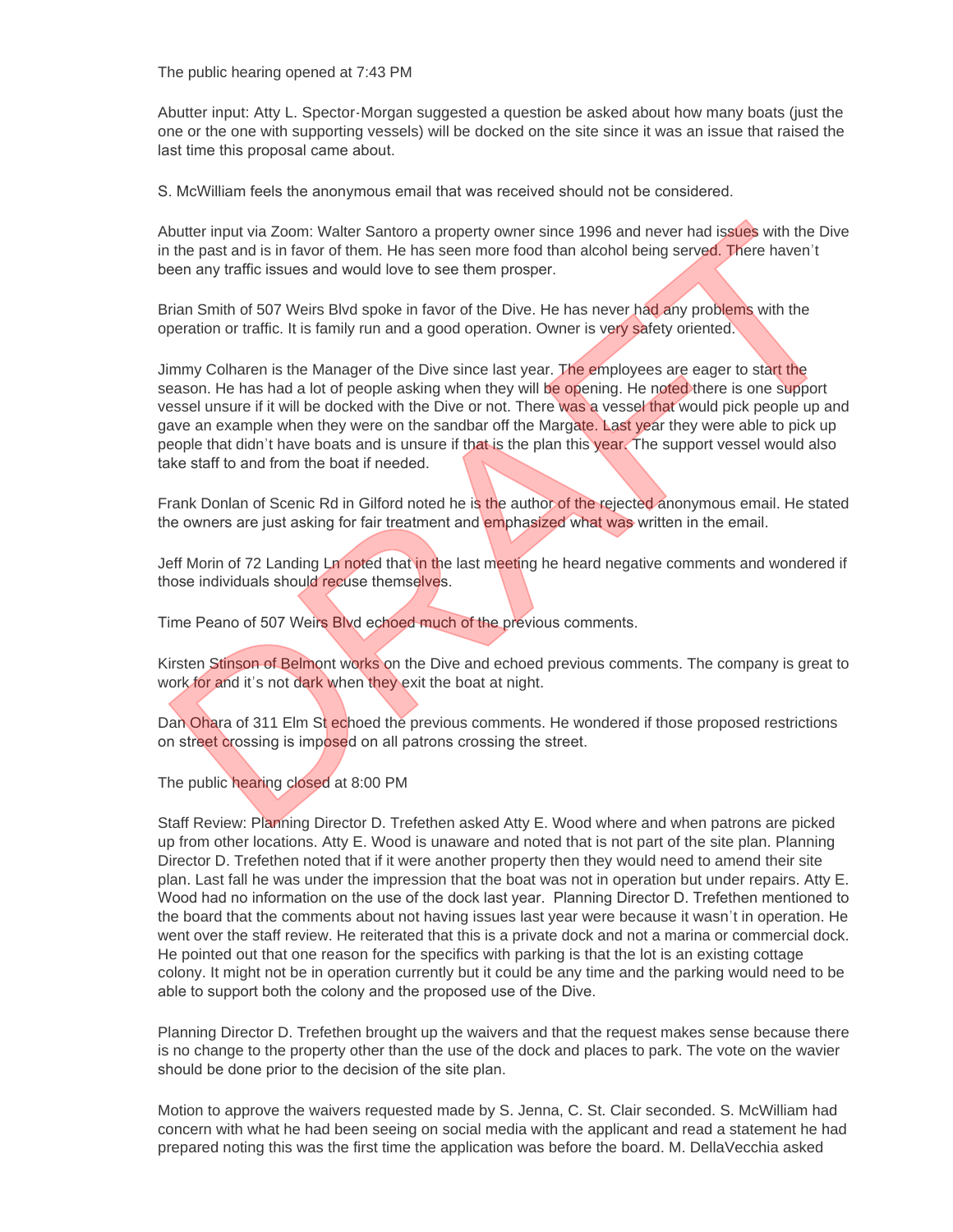The public hearing opened at 7:43 PM

Abutter input: Atty L. Spector-Morgan suggested a question be asked about how many boats (just the one or the one with supporting vessels) will be docked on the site since it was an issue that raised the last time this proposal came about.

S. McWilliam feels the anonymous email that was received should not be considered.

Abutter input via Zoom: Walter Santoro a property owner since 1996 and never had issues with the Dive in the past and is in favor of them. He has seen more food than alcohol being served. There haven't been any traffic issues and would love to see them prosper.

Brian Smith of 507 Weirs Blvd spoke in favor of the Dive. He has never had any problems with the operation or traffic. It is family run and a good operation. Owner is very safety oriented.

Jimmy Colharen is the Manager of the Dive since last year. The employees are eager to start the season. He has had a lot of people asking when they will be opening. He noted there is one support vessel unsure if it will be docked with the Dive or not. There was a vessel that would pick people up and gave an example when they were on the sandbar off the Margate. Last year they were able to pick up people that didn't have boats and is unsure if that is the plan this year. The support vessel would also take staff to and from the boat if needed.

Frank Donlan of Scenic Rd in Gilford noted he is the author of the rejected anonymous email. He stated the owners are just asking for fair treatment and emphasized what was written in the email.

Jeff Morin of 72 Landing Ln noted that in the last meeting he heard negative comments and wondered if those individuals should recuse themselves.

Time Peano of 507 Weirs Blvd echoed much of the previous comments.

Kirsten Stinson of Belmont works on the Dive and echoed previous comments. The company is great to work for and it's not dark when they exit the boat at night.

Dan Ohara of 311 Elm St echoed the previous comments. He wondered if those proposed restrictions on street crossing is imposed on all patrons crossing the street.

The public hearing closed at 8:00 PM

Staff Review: Planning Director D. Trefethen asked Atty E. Wood where and when patrons are picked up from other locations. Atty E. Wood is unaware and noted that is not part of the site plan. Planning Director D. Trefethen noted that if it were another property then they would need to amend their site plan. Last fall he was under the impression that the boat was not in operation but under repairs. Atty E. Wood had no information on the use of the dock last year. Planning Director D. Trefethen mentioned to the board that the comments about not having issues last year were because it wasn't in operation. He went over the staff review. He reiterated that this is a private dock and not a marina or commercial dock. He pointed out that one reason for the specifics with parking is that the lot is an existing cottage colony. It might not be in operation currently but it could be any time and the parking would need to be able to support both the colony and the proposed use of the Dive.

Planning Director D. Trefethen brought up the waivers and that the request makes sense because there is no change to the property other than the use of the dock and places to park. The vote on the wavier should be done prior to the decision of the site plan.

Motion to approve the waivers requested made by S. Jenna, C. St. Clair seconded. S. McWilliam had concern with what he had been seeing on social media with the applicant and read a statement he had prepared noting this was the first time the application was before the board. M. DellaVecchia asked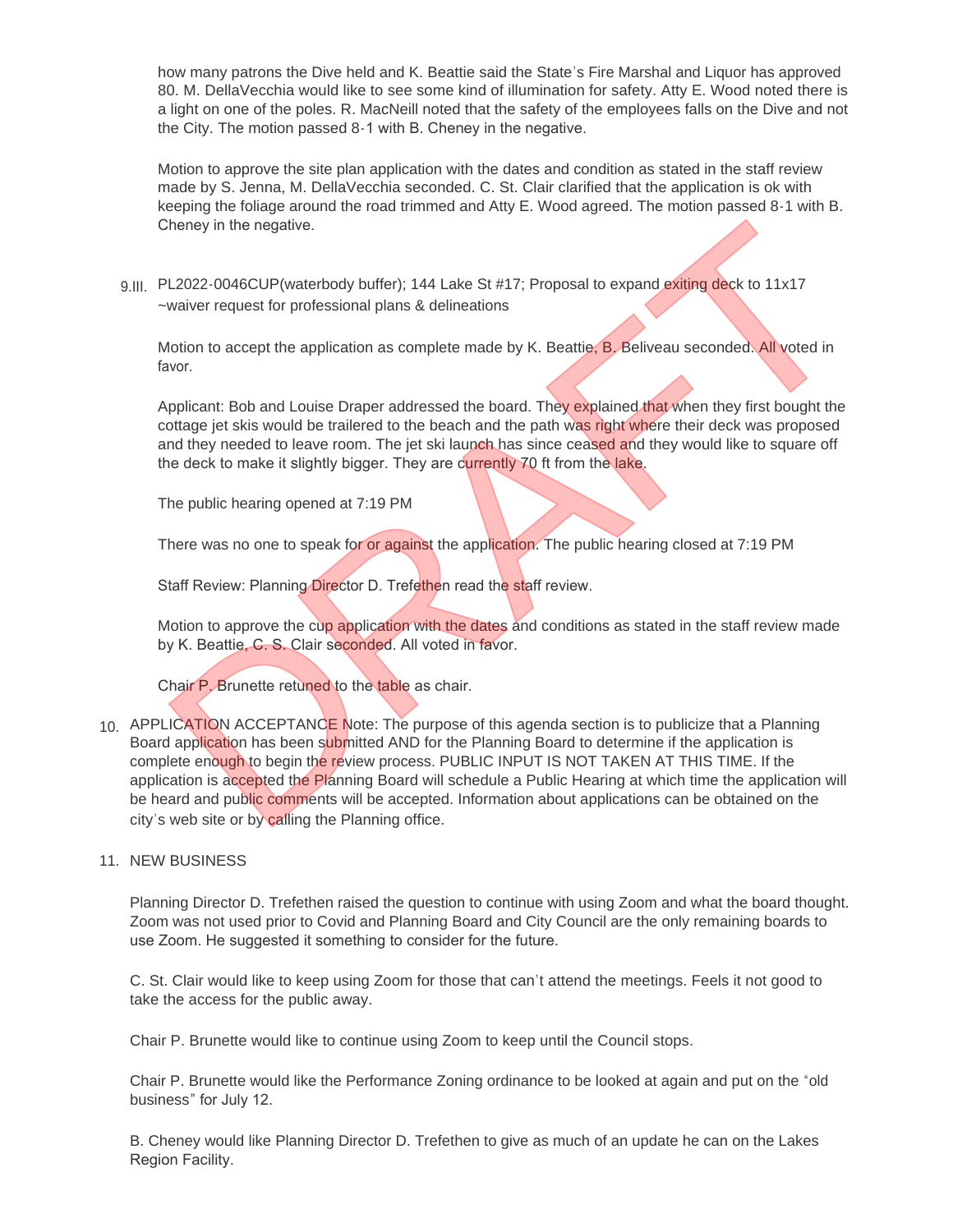how many patrons the Dive held and K. Beattie said the State's Fire Marshal and Liquor has approved 80. M. DellaVecchia would like to see some kind of illumination for safety. Atty E. Wood noted there is a light on one of the poles. R. MacNeill noted that the safety of the employees falls on the Dive and not the City. The motion passed 8-1 with B. Cheney in the negative.

Motion to approve the site plan application with the dates and condition as stated in the staff review made by S. Jenna, M. DellaVecchia seconded. C. St. Clair clarified that the application is ok with keeping the foliage around the road trimmed and Atty E. Wood agreed. The motion passed 8-1 with B. Cheney in the negative.

9.III. PL2022-0046CUP(waterbody buffer); 144 Lake St #17; Proposal to expand exiting deck to 11x17 ~waiver request for professional plans & delineations

Motion to accept the application as complete made by K. Beattie, B. Beliveau seconded. All voted in favor.

Applicant: Bob and Louise Draper addressed the board. They explained that when they first bought the cottage jet skis would be trailered to the beach and the path was right where their deck was proposed and they needed to leave room. The jet ski launch has since ceased and they would like to square off the deck to make it slightly bigger. They are currently 70 ft from the lake.

The public hearing opened at 7:19 PM

There was no one to speak for or against the application. The public hearing closed at 7:19 PM

Staff Review: Planning Director D. Trefethen read the staff review.

Motion to approve the cup application with the dates and conditions as stated in the staff review made by K. Beattie, C. S. Clair seconded. All voted in favor.

Chair P. Brunette retuned to the table as chair.

10. APPLICATION ACCEPTANCE Note: The purpose of this agenda section is to publicize that a Planning Board application has been submitted AND for the Planning Board to determine if the application is complete enough to begin the review process. PUBLIC INPUT IS NOT TAKEN AT THIS TIME. If the application is accepted the Planning Board will schedule a Public Hearing at which time the application will be heard and public comments will be accepted. Information about applications can be obtained on the city's web site or by calling the Planning office.

11. NEW BUSINESS

Planning Director D. Trefethen raised the question to continue with using Zoom and what the board thought. Zoom was not used prior to Covid and Planning Board and City Council are the only remaining boards to use Zoom. He suggested it something to consider for the future.

C. St. Clair would like to keep using Zoom for those that can't attend the meetings. Feels it not good to take the access for the public away.

Chair P. Brunette would like to continue using Zoom to keep until the Council stops.

Chair P. Brunette would like the Performance Zoning ordinance to be looked at again and put on the "old business" for July 12.

B. Cheney would like Planning Director D. Trefethen to give as much of an update he can on the Lakes Region Facility.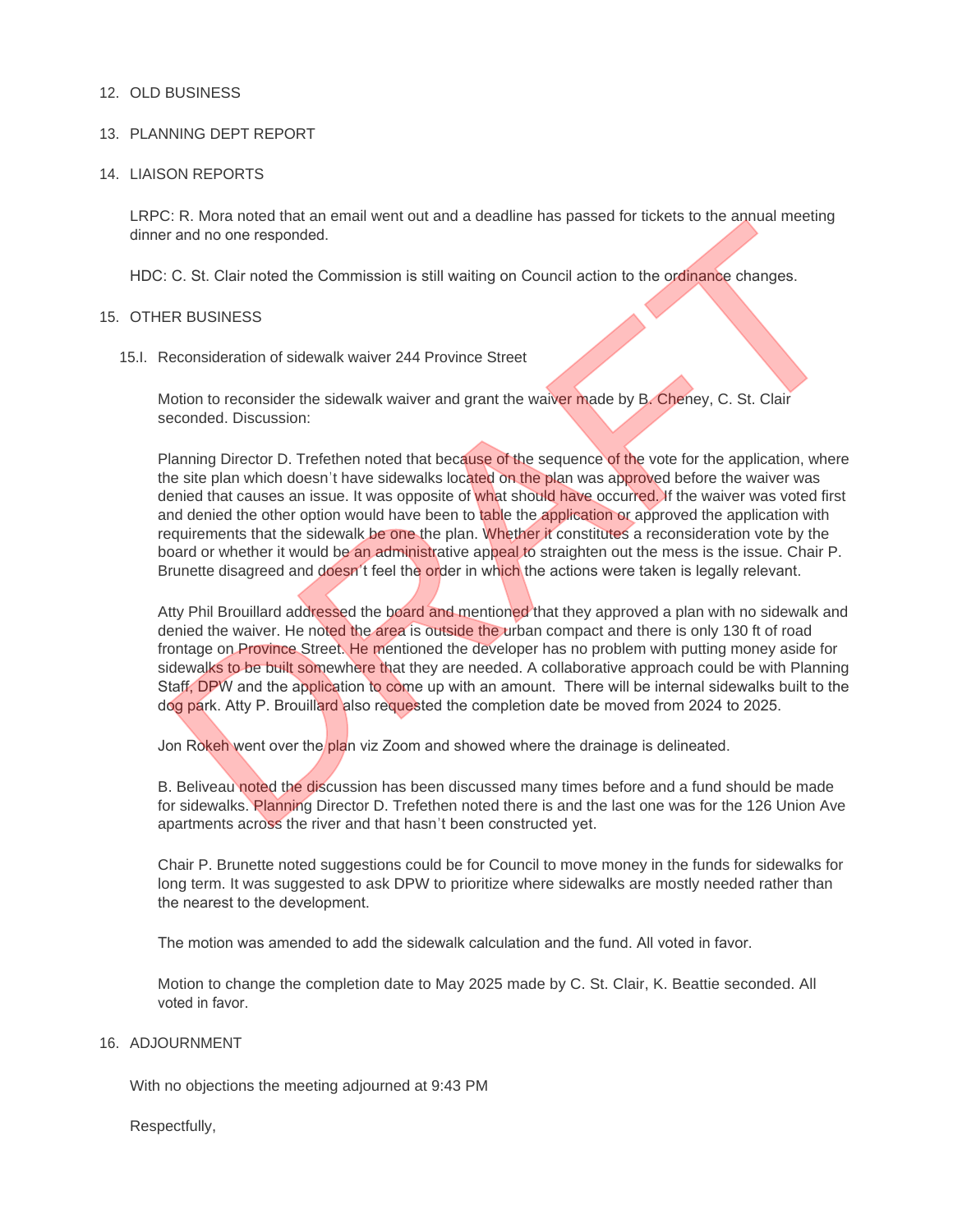12. OLD BUSINESS

13. PLANNING DEPT REPORT

14. LIAISON REPORTS

LRPC: R. Mora noted that an email went out and a deadline has passed for tickets to the annual meeting dinner and no one responded.

HDC: C. St. Clair noted the Commission is still waiting on Council action to the ordinance changes.

15. OTHER BUSINESS

15.I. Reconsideration of sidewalk waiver 244 Province Street

Motion to reconsider the sidewalk waiver and grant the waiver made by B. Cheney, C. St. Clair seconded. Discussion:

Planning Director D. Trefethen noted that because of the sequence of the vote for the application, where the site plan which doesn't have sidewalks located on the plan was approved before the waiver was denied that causes an issue. It was opposite of what should have occurred. If the waiver was voted first and denied the other option would have been to table the application or approved the application with requirements that the sidewalk be one the plan. Whether it constitutes a reconsideration vote by the board or whether it would be an administrative appeal to straighten out the mess is the issue. Chair P. Brunette disagreed and doesn't feel the order in which the actions were taken is legally relevant.

Atty Phil Brouillard addressed the board and mentioned that they approved a plan with no sidewalk and denied the waiver. He noted the area is outside the urban compact and there is only 130 ft of road frontage on Province Street. He mentioned the developer has no problem with putting money aside for sidewalks to be built somewhere that they are needed. A collaborative approach could be with Planning Staff, DPW and the application to come up with an amount. There will be internal sidewalks built to the dog park. Atty P. Brouillard also requested the completion date be moved from 2024 to 2025.

Jon Rokeh went over the plan viz Zoom and showed where the drainage is delineated.

B. Beliveau noted the discussion has been discussed many times before and a fund should be made for sidewalks. Planning Director D. Trefethen noted there is and the last one was for the 126 Union Ave apartments across the river and that hasn't been constructed yet.

Chair P. Brunette noted suggestions could be for Council to move money in the funds for sidewalks for long term. It was suggested to ask DPW to prioritize where sidewalks are mostly needed rather than the nearest to the development.

The motion was amended to add the sidewalk calculation and the fund. All voted in favor.

Motion to change the completion date to May 2025 made by C. St. Clair, K. Beattie seconded. All voted in favor.

16. ADJOURNMENT

With no objections the meeting adjourned at 9:43 PM

Respectfully,